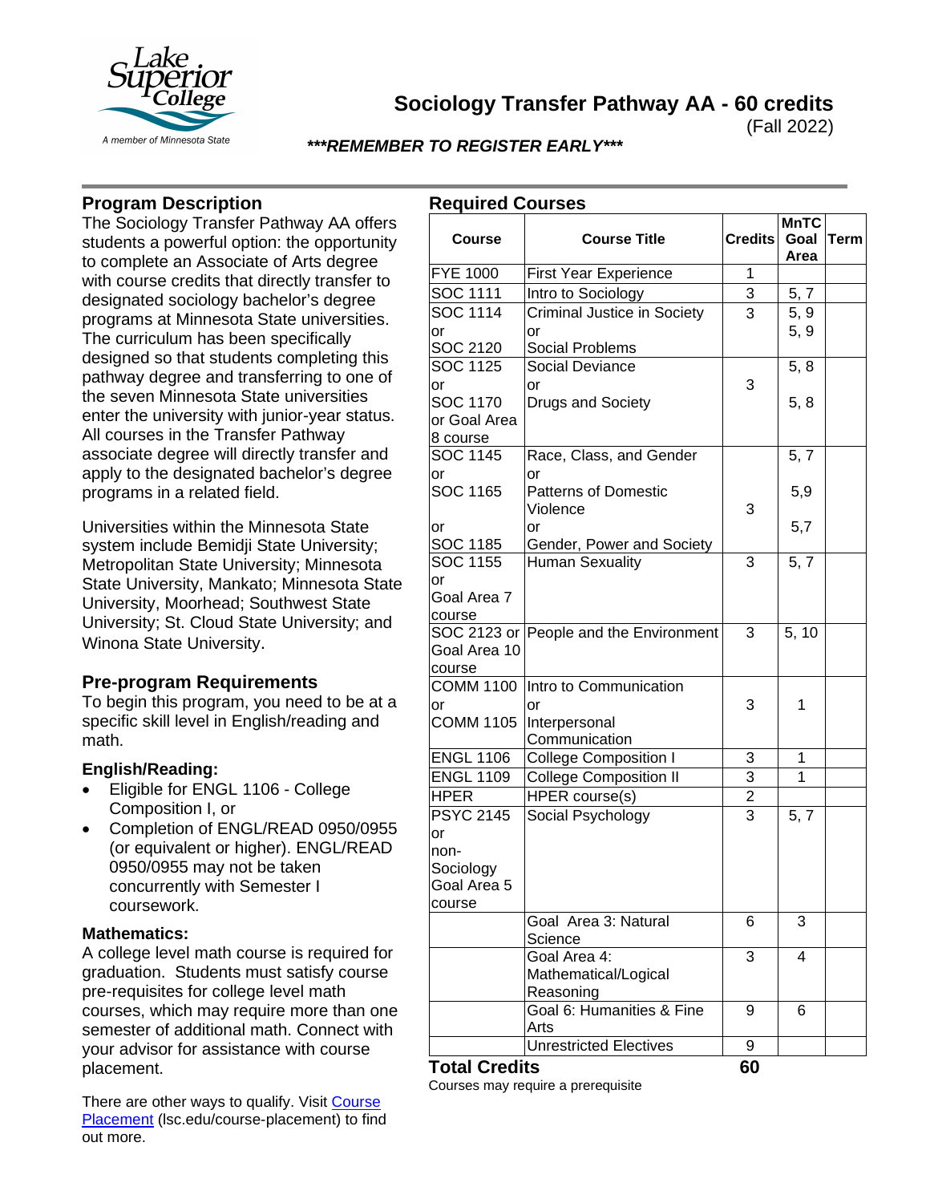# Sociology Transfer Pathway AA - 60 credits

(Fall 2022)

***REMEMBER TO REGISTER EARLY***

## Program Description

The Sociology Transfer Pathway AA offers students a powerful option: the opportunity to complete an Associate of Arts degree with course credits that directly transfer to designated sociology bachelor's degree programs at Minnesota State universities. The curriculum has been specifically designed so that students completing this pathway degree and transferring to one of the seven Minnesota State universities enter the university with junior-year status. All courses in the Transfer Pathway associate degree will directly transfer and apply to the designated bachelor's degree programs in a related field.

Universities within the Minnesota State system include Bemidji State University; Metropolitan State University; Minnesota State University, Mankato; Minnesota State University, Moorhead; Southwest State University; St. Cloud State University; and Winona State University.

## Pre-program Requirements

To begin this program, you need to be at a specific skill level in English/reading and math.

### English/Reading:

- Eligible for ENGL 1106 - College Composition I, or
- Completion of ENGL/READ 0950/0955 (or equivalent or higher). ENGL/READ 0950/0955 may not be taken concurrently with Semester I coursework.

### Mathematics:

A college level math course is required for graduation. Students must satisfy course pre-requisites for college level math courses, which may require more than one semester of additional math. Connect with your advisor for assistance with course placement.

There are other ways to qualify. Visit Course Placement (lsc.edu/course-placement) to find out more.

## Required Courses

| Course | Course Title | Credits | MnTC Goal Area | Term |
|---|---|---|---|---|
| FYE 1000 | First Year Experience | 1 | | |
| SOC 1111 | Intro to Sociology | 3 | 5, 7 | |
| SOC 1114 or SOC 2120 | Criminal Justice in Society or Social Problems | 3 | 5, 9 / 5, 9 | |
| SOC 1125 or SOC 1170 or Goal Area 8 course | Social Deviance or Drugs and Society | 3 | 5, 8 / 5, 8 | |
| SOC 1145 or SOC 1165 or SOC 1185 | Race, Class, and Gender or Patterns of Domestic Violence or Gender, Power and Society | 3 | 5, 7 / 5,9 / 5,7 | |
| SOC 1155 or Goal Area 7 course | Human Sexuality | 3 | 5, 7 | |
| SOC 2123 or Goal Area 10 course | People and the Environment | 3 | 5, 10 | |
| COMM 1100 or COMM 1105 | Intro to Communication or Interpersonal Communication | 3 | 1 | |
| ENGL 1106 | College Composition I | 3 | 1 | |
| ENGL 1109 | College Composition II | 3 | 1 | |
| HPER | HPER course(s) | 2 | | |
| PSYC 2145 or non-Sociology Goal Area 5 course | Social Psychology | 3 | 5, 7 | |
| | Goal Area 3: Natural Science | 6 | 3 | |
| | Goal Area 4: Mathematical/Logical Reasoning | 3 | 4 | |
| | Goal 6: Humanities & Fine Arts | 9 | 6 | |
| | Unrestricted Electives | 9 | | |
| **Total Credits** | | **60** | | |

Courses may require a prerequisite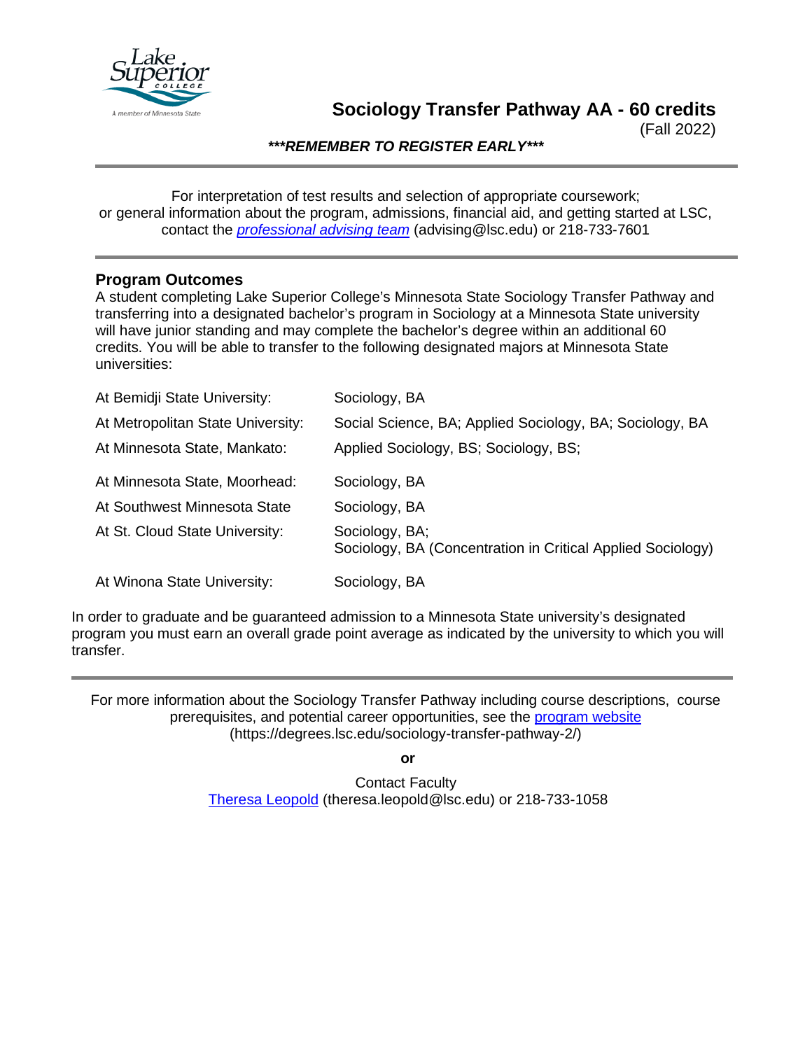# Sociology Transfer Pathway AA - 60 credits

(Fall 2022)

***REMEMBER TO REGISTER EARLY***

For interpretation of test results and selection of appropriate coursework; or general information about the program, admissions, financial aid, and getting started at LSC, contact the *professional advising team* (advising@lsc.edu) or 218-733-7601

## Program Outcomes

A student completing Lake Superior College's Minnesota State Sociology Transfer Pathway and transferring into a designated bachelor's program in Sociology at a Minnesota State university will have junior standing and may complete the bachelor's degree within an additional 60 credits. You will be able to transfer to the following designated majors at Minnesota State universities:

| | |
|---|---|
| At Bemidji State University: | Sociology, BA |
| At Metropolitan State University: | Social Science, BA; Applied Sociology, BA; Sociology, BA |
| At Minnesota State, Mankato: | Applied Sociology, BS; Sociology, BS; |
| At Minnesota State, Moorhead: | Sociology, BA |
| At Southwest Minnesota State | Sociology, BA |
| At St. Cloud State University: | Sociology, BA; Sociology, BA (Concentration in Critical Applied Sociology) |
| At Winona State University: | Sociology, BA |

In order to graduate and be guaranteed admission to a Minnesota State university's designated program you must earn an overall grade point average as indicated by the university to which you will transfer.

For more information about the Sociology Transfer Pathway including course descriptions, course prerequisites, and potential career opportunities, see the program website (https://degrees.lsc.edu/sociology-transfer-pathway-2/)

**or**

Contact Faculty
Theresa Leopold (theresa.leopold@lsc.edu) or 218-733-1058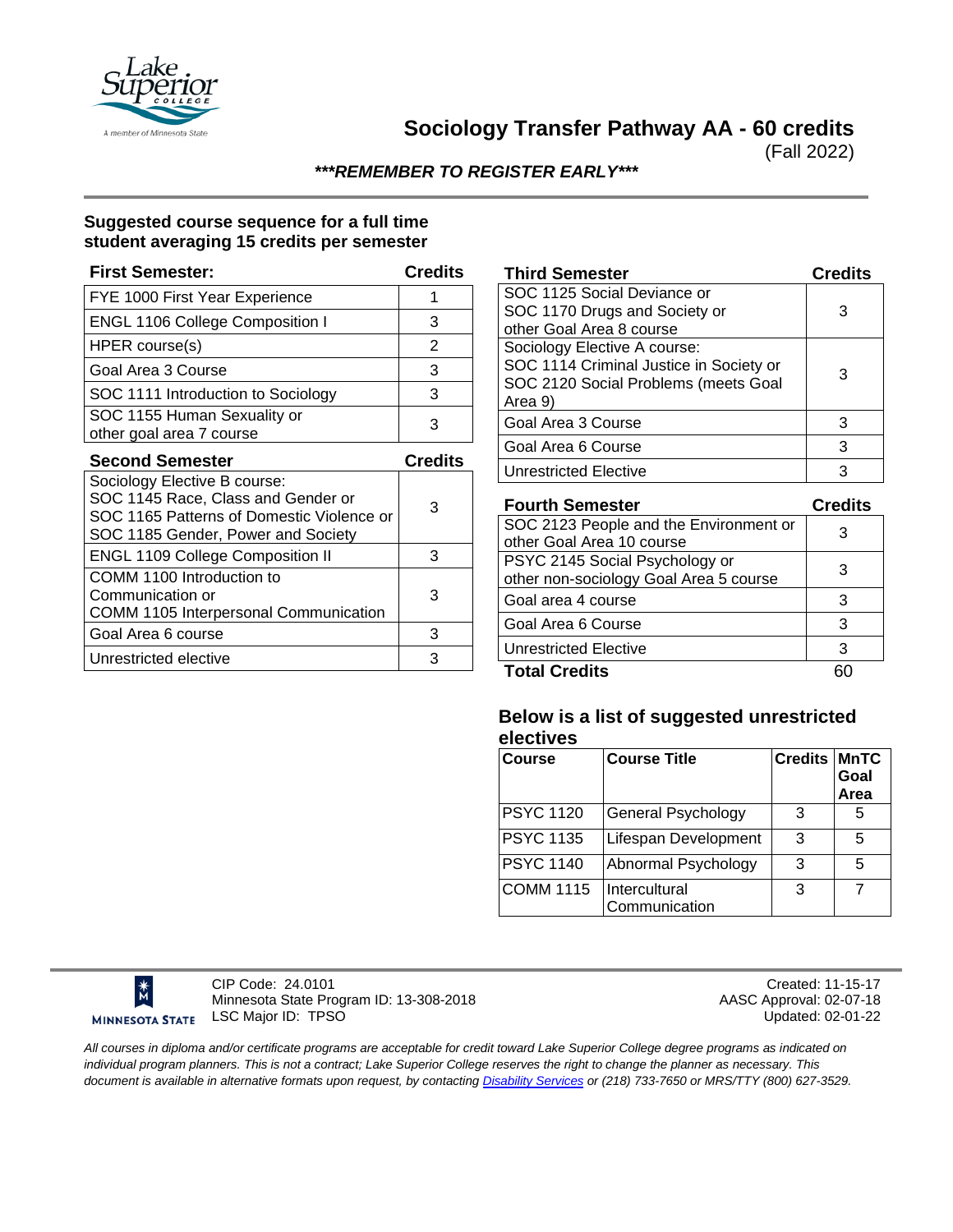# Sociology Transfer Pathway AA - 60 credits

(Fall 2022)

***REMEMBER TO REGISTER EARLY***

**Suggested course sequence for a full time student averaging 15 credits per semester**

| First Semester: | Credits |
|---|---|
| FYE 1000 First Year Experience | 1 |
| ENGL 1106 College Composition I | 3 |
| HPER course(s) | 2 |
| Goal Area 3 Course | 3 |
| SOC 1111 Introduction to Sociology | 3 |
| SOC 1155 Human Sexuality or other goal area 7 course | 3 |

| Second Semester | Credits |
|---|---|
| Sociology Elective B course: SOC 1145 Race, Class and Gender or SOC 1165 Patterns of Domestic Violence or SOC 1185 Gender, Power and Society | 3 |
| ENGL 1109 College Composition II | 3 |
| COMM 1100 Introduction to Communication or COMM 1105 Interpersonal Communication | 3 |
| Goal Area 6 course | 3 |
| Unrestricted elective | 3 |

| Third Semester | Credits |
|---|---|
| SOC 1125 Social Deviance or SOC 1170 Drugs and Society or other Goal Area 8 course | 3 |
| Sociology Elective A course: SOC 1114 Criminal Justice in Society or SOC 2120 Social Problems (meets Goal Area 9) | 3 |
| Goal Area 3 Course | 3 |
| Goal Area 6 Course | 3 |
| Unrestricted Elective | 3 |

| Fourth Semester | Credits |
|---|---|
| SOC 2123 People and the Environment or other Goal Area 10 course | 3 |
| PSYC 2145 Social Psychology or other non-sociology Goal Area 5 course | 3 |
| Goal area 4 course | 3 |
| Goal Area 6 Course | 3 |
| Unrestricted Elective | 3 |
| **Total Credits** | 60 |

### Below is a list of suggested unrestricted electives

| Course | Course Title | Credits | MnTC Goal Area |
|---|---|---|---|
| PSYC 1120 | General Psychology | 3 | 5 |
| PSYC 1135 | Lifespan Development | 3 | 5 |
| PSYC 1140 | Abnormal Psychology | 3 | 5 |
| COMM 1115 | Intercultural Communication | 3 | 7 |

CIP Code: 24.0101
Minnesota State Program ID: 13-308-2018
LSC Major ID: TPSO

Created: 11-15-17
AASC Approval: 02-07-18
Updated: 02-01-22

*All courses in diploma and/or certificate programs are acceptable for credit toward Lake Superior College degree programs as indicated on individual program planners. This is not a contract; Lake Superior College reserves the right to change the planner as necessary. This document is available in alternative formats upon request, by contacting Disability Services or (218) 733-7650 or MRS/TTY (800) 627-3529.*